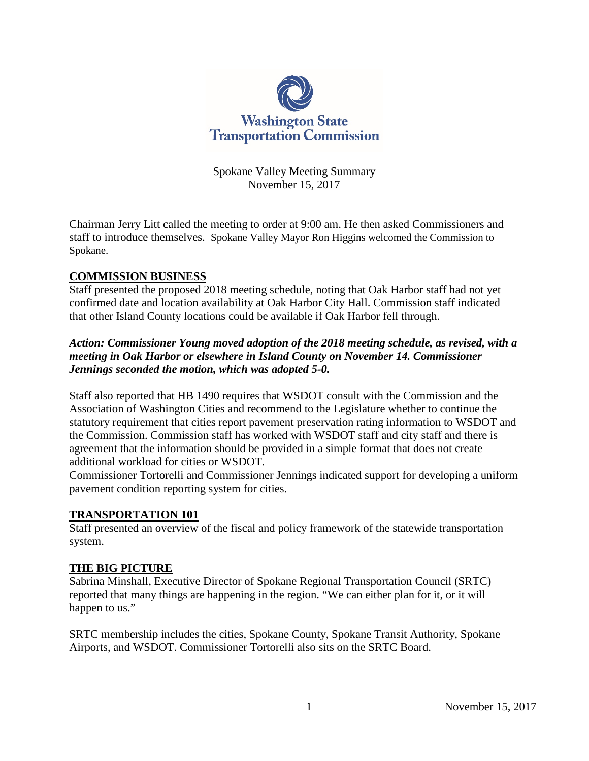Washington State Transportation Commission

Spokane Valley Meeting Summary
November 15, 2017

Chairman Jerry Litt called the meeting to order at 9:00 am. He then asked Commissioners and staff to introduce themselves. Spokane Valley Mayor Ron Higgins welcomed the Commission to Spokane.

## COMMISSION BUSINESS

Staff presented the proposed 2018 meeting schedule, noting that Oak Harbor staff had not yet confirmed date and location availability at Oak Harbor City Hall. Commission staff indicated that other Island County locations could be available if Oak Harbor fell through.

***Action: Commissioner Young moved adoption of the 2018 meeting schedule, as revised, with a meeting in Oak Harbor or elsewhere in Island County on November 14. Commissioner Jennings seconded the motion, which was adopted 5-0.***

Staff also reported that HB 1490 requires that WSDOT consult with the Commission and the Association of Washington Cities and recommend to the Legislature whether to continue the statutory requirement that cities report pavement preservation rating information to WSDOT and the Commission. Commission staff has worked with WSDOT staff and city staff and there is agreement that the information should be provided in a simple format that does not create additional workload for cities or WSDOT.

Commissioner Tortorelli and Commissioner Jennings indicated support for developing a uniform pavement condition reporting system for cities.

## TRANSPORTATION 101

Staff presented an overview of the fiscal and policy framework of the statewide transportation system.

## THE BIG PICTURE

Sabrina Minshall, Executive Director of Spokane Regional Transportation Council (SRTC) reported that many things are happening in the region. "We can either plan for it, or it will happen to us."

SRTC membership includes the cities, Spokane County, Spokane Transit Authority, Spokane Airports, and WSDOT. Commissioner Tortorelli also sits on the SRTC Board.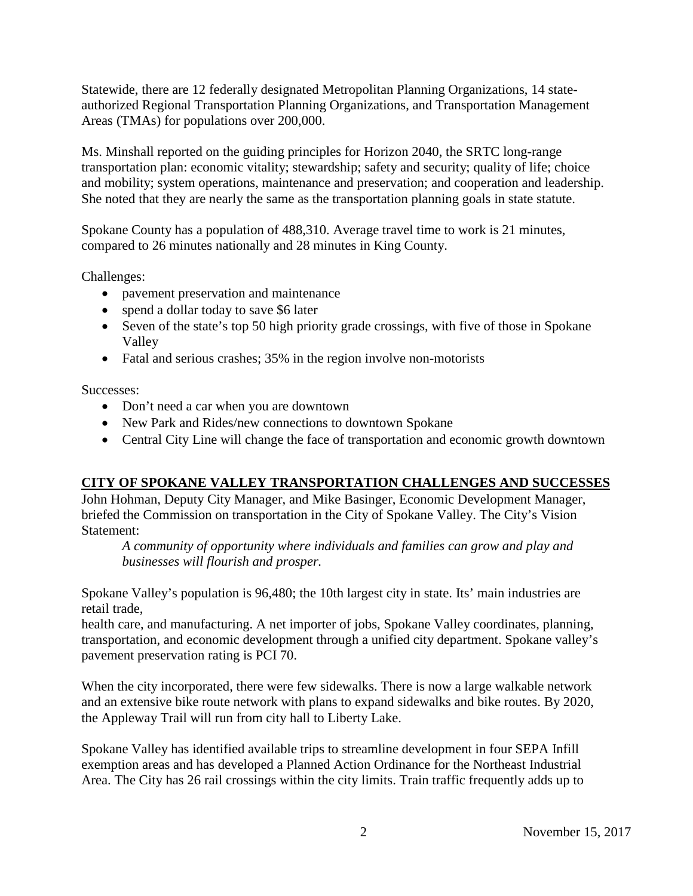Statewide, there are 12 federally designated Metropolitan Planning Organizations, 14 state-authorized Regional Transportation Planning Organizations, and Transportation Management Areas (TMAs) for populations over 200,000.

Ms. Minshall reported on the guiding principles for Horizon 2040, the SRTC long-range transportation plan: economic vitality; stewardship; safety and security; quality of life; choice and mobility; system operations, maintenance and preservation; and cooperation and leadership. She noted that they are nearly the same as the transportation planning goals in state statute.

Spokane County has a population of 488,310. Average travel time to work is 21 minutes, compared to 26 minutes nationally and 28 minutes in King County.

Challenges:

- pavement preservation and maintenance
- spend a dollar today to save $6 later
- Seven of the state's top 50 high priority grade crossings, with five of those in Spokane Valley
- Fatal and serious crashes; 35% in the region involve non-motorists

Successes:

- Don't need a car when you are downtown
- New Park and Rides/new connections to downtown Spokane
- Central City Line will change the face of transportation and economic growth downtown

## CITY OF SPOKANE VALLEY TRANSPORTATION CHALLENGES AND SUCCESSES

John Hohman, Deputy City Manager, and Mike Basinger, Economic Development Manager, briefed the Commission on transportation in the City of Spokane Valley. The City's Vision Statement:

> *A community of opportunity where individuals and families can grow and play and businesses will flourish and prosper.*

Spokane Valley's population is 96,480; the 10th largest city in state. Its' main industries are retail trade,
health care, and manufacturing. A net importer of jobs, Spokane Valley coordinates, planning, transportation, and economic development through a unified city department. Spokane valley's pavement preservation rating is PCI 70.

When the city incorporated, there were few sidewalks. There is now a large walkable network and an extensive bike route network with plans to expand sidewalks and bike routes. By 2020, the Appleway Trail will run from city hall to Liberty Lake.

Spokane Valley has identified available trips to streamline development in four SEPA Infill exemption areas and has developed a Planned Action Ordinance for the Northeast Industrial Area. The City has 26 rail crossings within the city limits. Train traffic frequently adds up to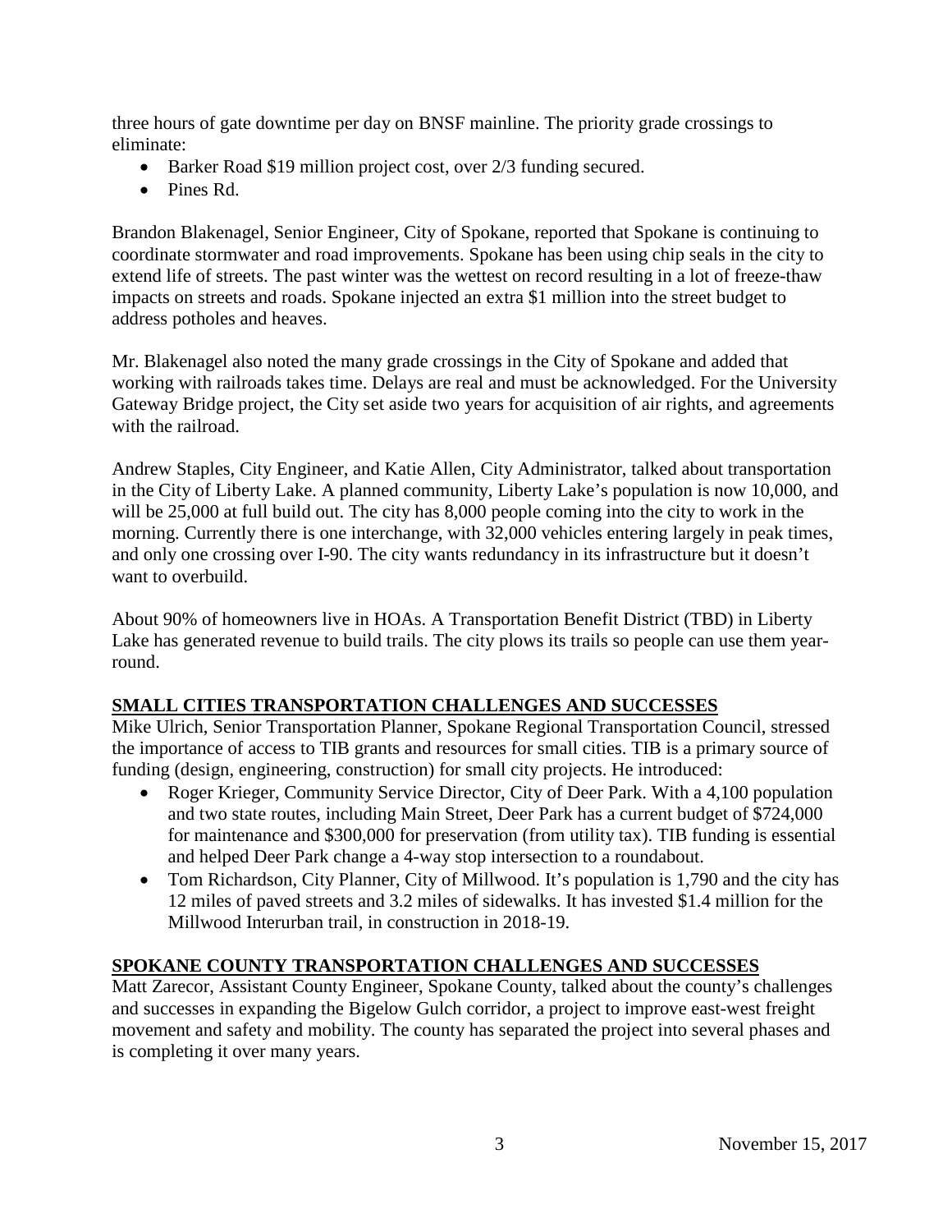three hours of gate downtime per day on BNSF mainline. The priority grade crossings to eliminate:

- Barker Road $19 million project cost, over 2/3 funding secured.
- Pines Rd.

Brandon Blakenagel, Senior Engineer, City of Spokane, reported that Spokane is continuing to coordinate stormwater and road improvements. Spokane has been using chip seals in the city to extend life of streets. The past winter was the wettest on record resulting in a lot of freeze-thaw impacts on streets and roads. Spokane injected an extra $1 million into the street budget to address potholes and heaves.

Mr. Blakenagel also noted the many grade crossings in the City of Spokane and added that working with railroads takes time. Delays are real and must be acknowledged. For the University Gateway Bridge project, the City set aside two years for acquisition of air rights, and agreements with the railroad.

Andrew Staples, City Engineer, and Katie Allen, City Administrator, talked about transportation in the City of Liberty Lake. A planned community, Liberty Lake's population is now 10,000, and will be 25,000 at full build out. The city has 8,000 people coming into the city to work in the morning. Currently there is one interchange, with 32,000 vehicles entering largely in peak times, and only one crossing over I-90. The city wants redundancy in its infrastructure but it doesn't want to overbuild.

About 90% of homeowners live in HOAs. A Transportation Benefit District (TBD) in Liberty Lake has generated revenue to build trails. The city plows its trails so people can use them year-round.

## SMALL CITIES TRANSPORTATION CHALLENGES AND SUCCESSES

Mike Ulrich, Senior Transportation Planner, Spokane Regional Transportation Council, stressed the importance of access to TIB grants and resources for small cities. TIB is a primary source of funding (design, engineering, construction) for small city projects. He introduced:

- Roger Krieger, Community Service Director, City of Deer Park. With a 4,100 population and two state routes, including Main Street, Deer Park has a current budget of $724,000 for maintenance and $300,000 for preservation (from utility tax). TIB funding is essential and helped Deer Park change a 4-way stop intersection to a roundabout.
- Tom Richardson, City Planner, City of Millwood. It's population is 1,790 and the city has 12 miles of paved streets and 3.2 miles of sidewalks. It has invested $1.4 million for the Millwood Interurban trail, in construction in 2018-19.

## SPOKANE COUNTY TRANSPORTATION CHALLENGES AND SUCCESSES

Matt Zarecor, Assistant County Engineer, Spokane County, talked about the county's challenges and successes in expanding the Bigelow Gulch corridor, a project to improve east-west freight movement and safety and mobility. The county has separated the project into several phases and is completing it over many years.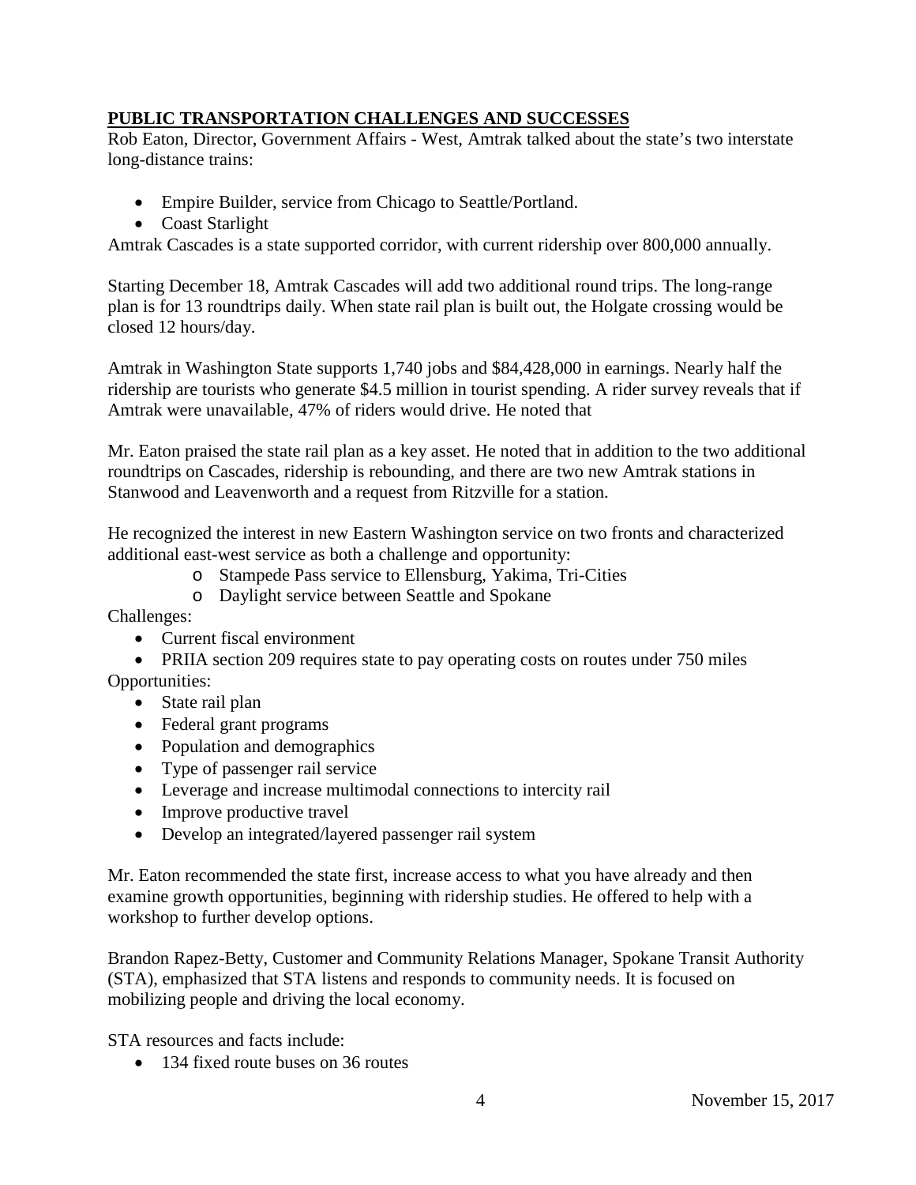## **PUBLIC TRANSPORTATION CHALLENGES AND SUCCESSES**

Rob Eaton, Director, Government Affairs - West, Amtrak talked about the state's two interstate long-distance trains:

- Empire Builder, service from Chicago to Seattle/Portland.
- Coast Starlight

Amtrak Cascades is a state supported corridor, with current ridership over 800,000 annually.

Starting December 18, Amtrak Cascades will add two additional round trips. The long-range plan is for 13 roundtrips daily. When state rail plan is built out, the Holgate crossing would be closed 12 hours/day.

Amtrak in Washington State supports 1,740 jobs and $84,428,000 in earnings. Nearly half the ridership are tourists who generate $4.5 million in tourist spending. A rider survey reveals that if Amtrak were unavailable, 47% of riders would drive. He noted that

Mr. Eaton praised the state rail plan as a key asset. He noted that in addition to the two additional roundtrips on Cascades, ridership is rebounding, and there are two new Amtrak stations in Stanwood and Leavenworth and a request from Ritzville for a station.

He recognized the interest in new Eastern Washington service on two fronts and characterized additional east-west service as both a challenge and opportunity:

- Stampede Pass service to Ellensburg, Yakima, Tri-Cities
- Daylight service between Seattle and Spokane

Challenges:

- Current fiscal environment
- PRIIA section 209 requires state to pay operating costs on routes under 750 miles

Opportunities:

- State rail plan
- Federal grant programs
- Population and demographics
- Type of passenger rail service
- Leverage and increase multimodal connections to intercity rail
- Improve productive travel
- Develop an integrated/layered passenger rail system

Mr. Eaton recommended the state first, increase access to what you have already and then examine growth opportunities, beginning with ridership studies. He offered to help with a workshop to further develop options.

Brandon Rapez-Betty, Customer and Community Relations Manager, Spokane Transit Authority (STA), emphasized that STA listens and responds to community needs. It is focused on mobilizing people and driving the local economy.

STA resources and facts include:

- 134 fixed route buses on 36 routes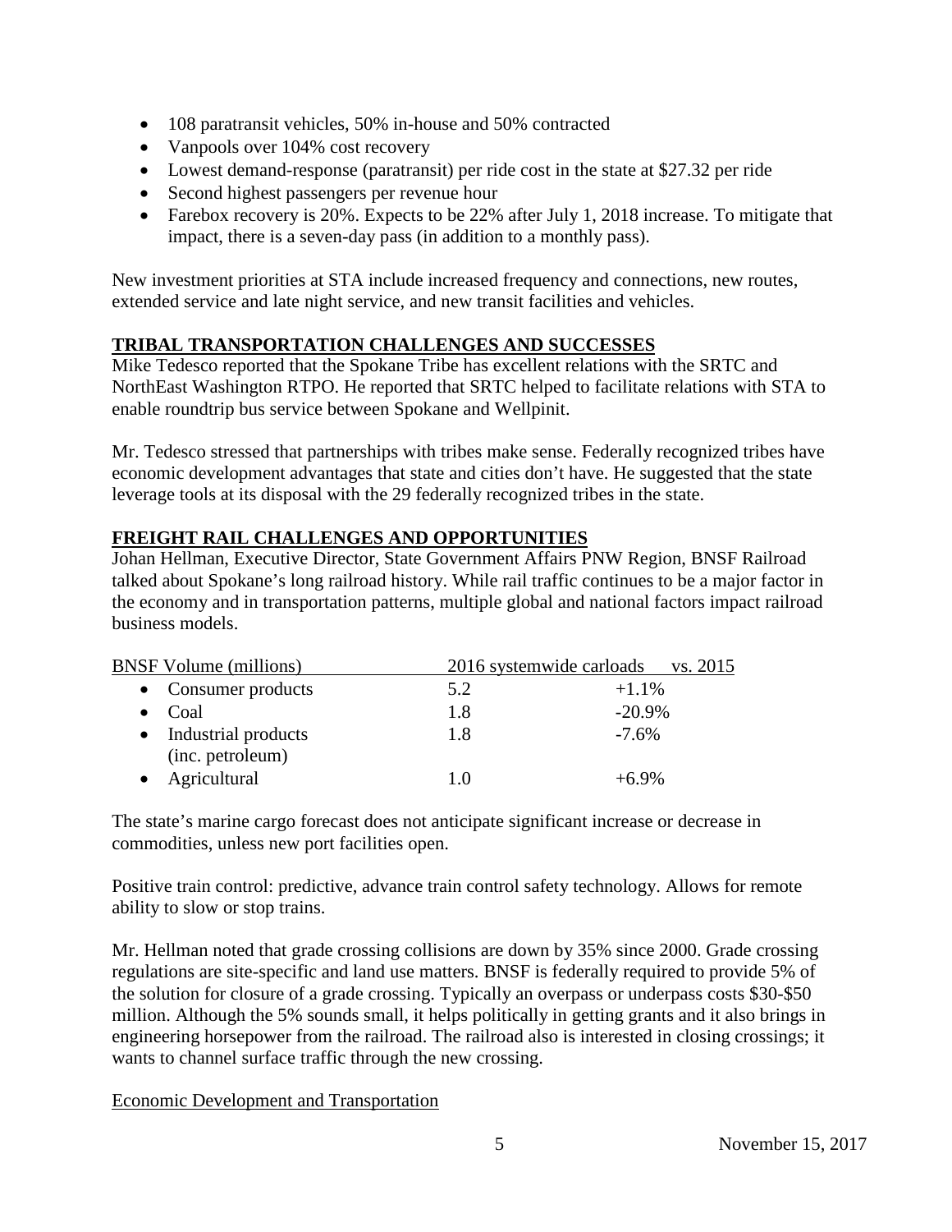- 108 paratransit vehicles, 50% in-house and 50% contracted
- Vanpools over 104% cost recovery
- Lowest demand-response (paratransit) per ride cost in the state at $27.32 per ride
- Second highest passengers per revenue hour
- Farebox recovery is 20%. Expects to be 22% after July 1, 2018 increase. To mitigate that impact, there is a seven-day pass (in addition to a monthly pass).

New investment priorities at STA include increased frequency and connections, new routes, extended service and late night service, and new transit facilities and vehicles.

## TRIBAL TRANSPORTATION CHALLENGES AND SUCCESSES

Mike Tedesco reported that the Spokane Tribe has excellent relations with the SRTC and NorthEast Washington RTPO. He reported that SRTC helped to facilitate relations with STA to enable roundtrip bus service between Spokane and Wellpinit.

Mr. Tedesco stressed that partnerships with tribes make sense. Federally recognized tribes have economic development advantages that state and cities don't have. He suggested that the state leverage tools at its disposal with the 29 federally recognized tribes in the state.

## FREIGHT RAIL CHALLENGES AND OPPORTUNITIES

Johan Hellman, Executive Director, State Government Affairs PNW Region, BNSF Railroad talked about Spokane's long railroad history. While rail traffic continues to be a major factor in the economy and in transportation patterns, multiple global and national factors impact railroad business models.

| BNSF Volume (millions) | 2016 systemwide carloads | vs. 2015 |
|---|---|---|
| • Consumer products | 5.2 | +1.1% |
| • Coal | 1.8 | -20.9% |
| • Industrial products (inc. petroleum) | 1.8 | -7.6% |
| • Agricultural | 1.0 | +6.9% |

The state's marine cargo forecast does not anticipate significant increase or decrease in commodities, unless new port facilities open.

Positive train control: predictive, advance train control safety technology. Allows for remote ability to slow or stop trains.

Mr. Hellman noted that grade crossing collisions are down by 35% since 2000. Grade crossing regulations are site-specific and land use matters. BNSF is federally required to provide 5% of the solution for closure of a grade crossing. Typically an overpass or underpass costs $30-$50 million. Although the 5% sounds small, it helps politically in getting grants and it also brings in engineering horsepower from the railroad. The railroad also is interested in closing crossings; it wants to channel surface traffic through the new crossing.

Economic Development and Transportation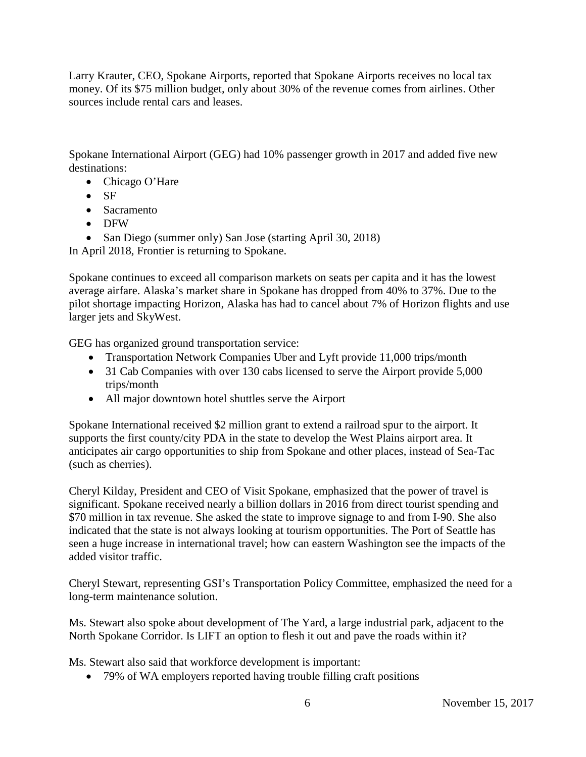Larry Krauter, CEO, Spokane Airports, reported that Spokane Airports receives no local tax money. Of its $75 million budget, only about 30% of the revenue comes from airlines. Other sources include rental cars and leases.

Spokane International Airport (GEG) had 10% passenger growth in 2017 and added five new destinations:

- Chicago O'Hare
- SF
- Sacramento
- DFW
- San Diego (summer only) San Jose (starting April 30, 2018)

In April 2018, Frontier is returning to Spokane.

Spokane continues to exceed all comparison markets on seats per capita and it has the lowest average airfare. Alaska's market share in Spokane has dropped from 40% to 37%. Due to the pilot shortage impacting Horizon, Alaska has had to cancel about 7% of Horizon flights and use larger jets and SkyWest.

GEG has organized ground transportation service:

- Transportation Network Companies Uber and Lyft provide 11,000 trips/month
- 31 Cab Companies with over 130 cabs licensed to serve the Airport provide 5,000 trips/month
- All major downtown hotel shuttles serve the Airport

Spokane International received $2 million grant to extend a railroad spur to the airport. It supports the first county/city PDA in the state to develop the West Plains airport area. It anticipates air cargo opportunities to ship from Spokane and other places, instead of Sea-Tac (such as cherries).

Cheryl Kilday, President and CEO of Visit Spokane, emphasized that the power of travel is significant. Spokane received nearly a billion dollars in 2016 from direct tourist spending and $70 million in tax revenue. She asked the state to improve signage to and from I-90. She also indicated that the state is not always looking at tourism opportunities. The Port of Seattle has seen a huge increase in international travel; how can eastern Washington see the impacts of the added visitor traffic.

Cheryl Stewart, representing GSI's Transportation Policy Committee, emphasized the need for a long-term maintenance solution.

Ms. Stewart also spoke about development of The Yard, a large industrial park, adjacent to the North Spokane Corridor. Is LIFT an option to flesh it out and pave the roads within it?

Ms. Stewart also said that workforce development is important:

- 79% of WA employers reported having trouble filling craft positions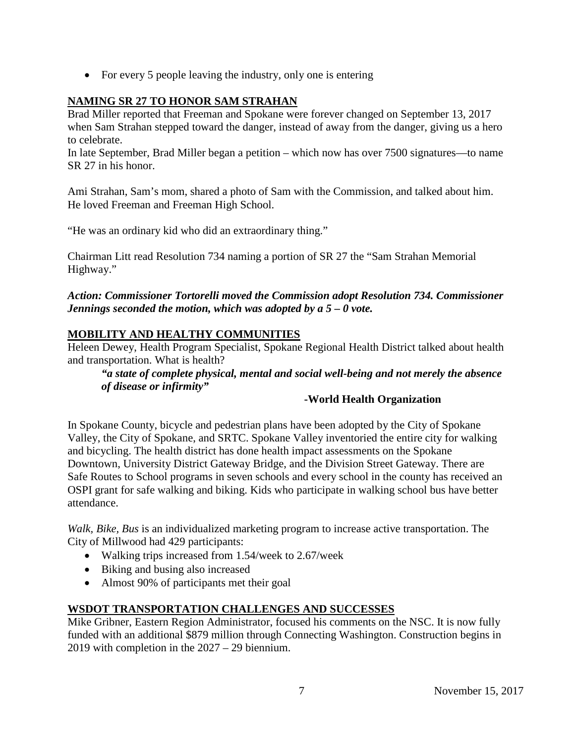- For every 5 people leaving the industry, only one is entering

## NAMING SR 27 TO HONOR SAM STRAHAN

Brad Miller reported that Freeman and Spokane were forever changed on September 13, 2017 when Sam Strahan stepped toward the danger, instead of away from the danger, giving us a hero to celebrate.

In late September, Brad Miller began a petition – which now has over 7500 signatures—to name SR 27 in his honor.

Ami Strahan, Sam's mom, shared a photo of Sam with the Commission, and talked about him. He loved Freeman and Freeman High School.

"He was an ordinary kid who did an extraordinary thing."

Chairman Litt read Resolution 734 naming a portion of SR 27 the "Sam Strahan Memorial Highway."

***Action: Commissioner Tortorelli moved the Commission adopt Resolution 734. Commissioner Jennings seconded the motion, which was adopted by a 5 – 0 vote.***

## MOBILITY AND HEALTHY COMMUNITIES

Heleen Dewey, Health Program Specialist, Spokane Regional Health District talked about health and transportation. What is health?

> ***"a state of complete physical, mental and social well-being and not merely the absence of disease or infirmity"***
>
> **-World Health Organization**

In Spokane County, bicycle and pedestrian plans have been adopted by the City of Spokane Valley, the City of Spokane, and SRTC. Spokane Valley inventoried the entire city for walking and bicycling. The health district has done health impact assessments on the Spokane Downtown, University District Gateway Bridge, and the Division Street Gateway. There are Safe Routes to School programs in seven schools and every school in the county has received an OSPI grant for safe walking and biking. Kids who participate in walking school bus have better attendance.

*Walk, Bike, Bus* is an individualized marketing program to increase active transportation. The City of Millwood had 429 participants:

- Walking trips increased from 1.54/week to 2.67/week
- Biking and busing also increased
- Almost 90% of participants met their goal

## WSDOT TRANSPORTATION CHALLENGES AND SUCCESSES

Mike Gribner, Eastern Region Administrator, focused his comments on the NSC. It is now fully funded with an additional $879 million through Connecting Washington. Construction begins in 2019 with completion in the 2027 – 29 biennium.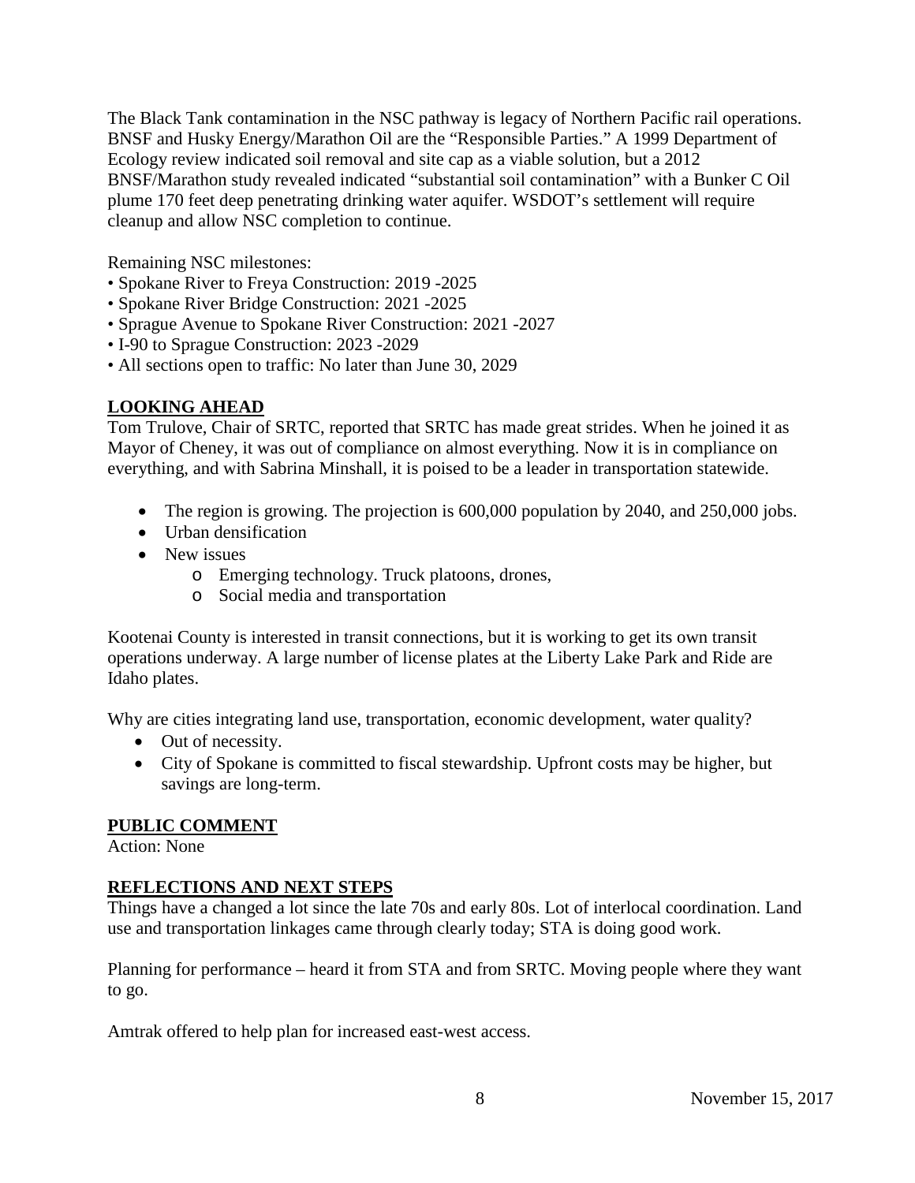The Black Tank contamination in the NSC pathway is legacy of Northern Pacific rail operations. BNSF and Husky Energy/Marathon Oil are the "Responsible Parties." A 1999 Department of Ecology review indicated soil removal and site cap as a viable solution, but a 2012 BNSF/Marathon study revealed indicated "substantial soil contamination" with a Bunker C Oil plume 170 feet deep penetrating drinking water aquifer. WSDOT's settlement will require cleanup and allow NSC completion to continue.

Remaining NSC milestones:

- Spokane River to Freya Construction: 2019 -2025
- Spokane River Bridge Construction: 2021 -2025
- Sprague Avenue to Spokane River Construction: 2021 -2027
- I-90 to Sprague Construction: 2023 -2029
- All sections open to traffic: No later than June 30, 2029

## **LOOKING AHEAD**

Tom Trulove, Chair of SRTC, reported that SRTC has made great strides. When he joined it as Mayor of Cheney, it was out of compliance on almost everything. Now it is in compliance on everything, and with Sabrina Minshall, it is poised to be a leader in transportation statewide.

- The region is growing. The projection is 600,000 population by 2040, and 250,000 jobs.
- Urban densification
- New issues
    - Emerging technology. Truck platoons, drones,
    - Social media and transportation

Kootenai County is interested in transit connections, but it is working to get its own transit operations underway. A large number of license plates at the Liberty Lake Park and Ride are Idaho plates.

Why are cities integrating land use, transportation, economic development, water quality?

- Out of necessity.
- City of Spokane is committed to fiscal stewardship. Upfront costs may be higher, but savings are long-term.

## **PUBLIC COMMENT**

Action: None

## **REFLECTIONS AND NEXT STEPS**

Things have a changed a lot since the late 70s and early 80s. Lot of interlocal coordination. Land use and transportation linkages came through clearly today; STA is doing good work.

Planning for performance – heard it from STA and from SRTC. Moving people where they want to go.

Amtrak offered to help plan for increased east-west access.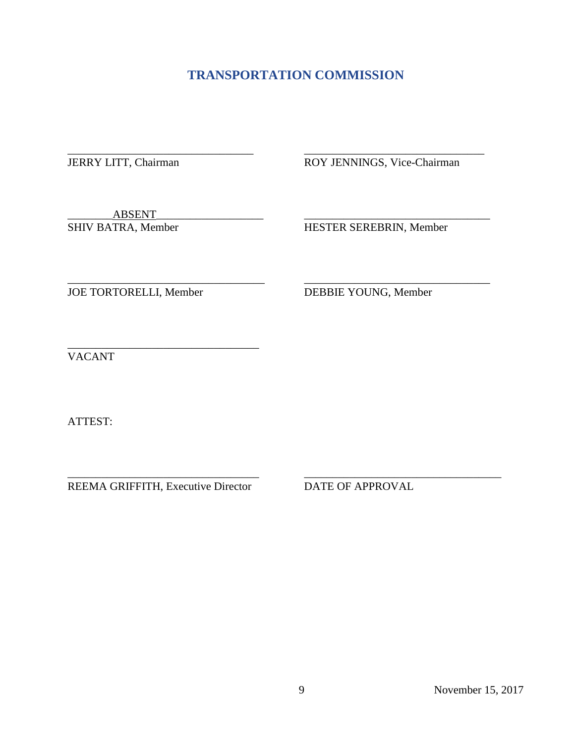## TRANSPORTATION COMMISSION

| | |
|---|---|
| \_\_\_\_\_\_\_\_\_\_\_\_\_\_\_\_\_\_\_\_\_\_\_\_\_\_\_\_\_\_\_\_ | \_\_\_\_\_\_\_\_\_\_\_\_\_\_\_\_\_\_\_\_\_\_\_\_\_\_\_\_\_\_\_\_ |
| JERRY LITT, Chairman | ROY JENNINGS, Vice-Chairman |
| \_\_\_\_\_\_\_\_ABSENT\_\_\_\_\_\_\_\_\_\_\_\_\_\_\_\_\_\_\_ | \_\_\_\_\_\_\_\_\_\_\_\_\_\_\_\_\_\_\_\_\_\_\_\_\_\_\_\_\_\_\_\_ |
| SHIV BATRA, Member | HESTER SEREBRIN, Member |
| \_\_\_\_\_\_\_\_\_\_\_\_\_\_\_\_\_\_\_\_\_\_\_\_\_\_\_\_\_\_\_\_ | \_\_\_\_\_\_\_\_\_\_\_\_\_\_\_\_\_\_\_\_\_\_\_\_\_\_\_\_\_\_\_\_ |
| JOE TORTORELLI, Member | DEBBIE YOUNG, Member |
| \_\_\_\_\_\_\_\_\_\_\_\_\_\_\_\_\_\_\_\_\_\_\_\_\_\_\_\_\_\_\_\_ | |
| VACANT | |

ATTEST:

| | |
|---|---|
| \_\_\_\_\_\_\_\_\_\_\_\_\_\_\_\_\_\_\_\_\_\_\_\_\_\_\_\_\_\_\_\_ | \_\_\_\_\_\_\_\_\_\_\_\_\_\_\_\_\_\_\_\_\_\_\_\_\_\_\_\_\_\_\_\_ |
| REEMA GRIFFITH, Executive Director | DATE OF APPROVAL |

November 15, 2017